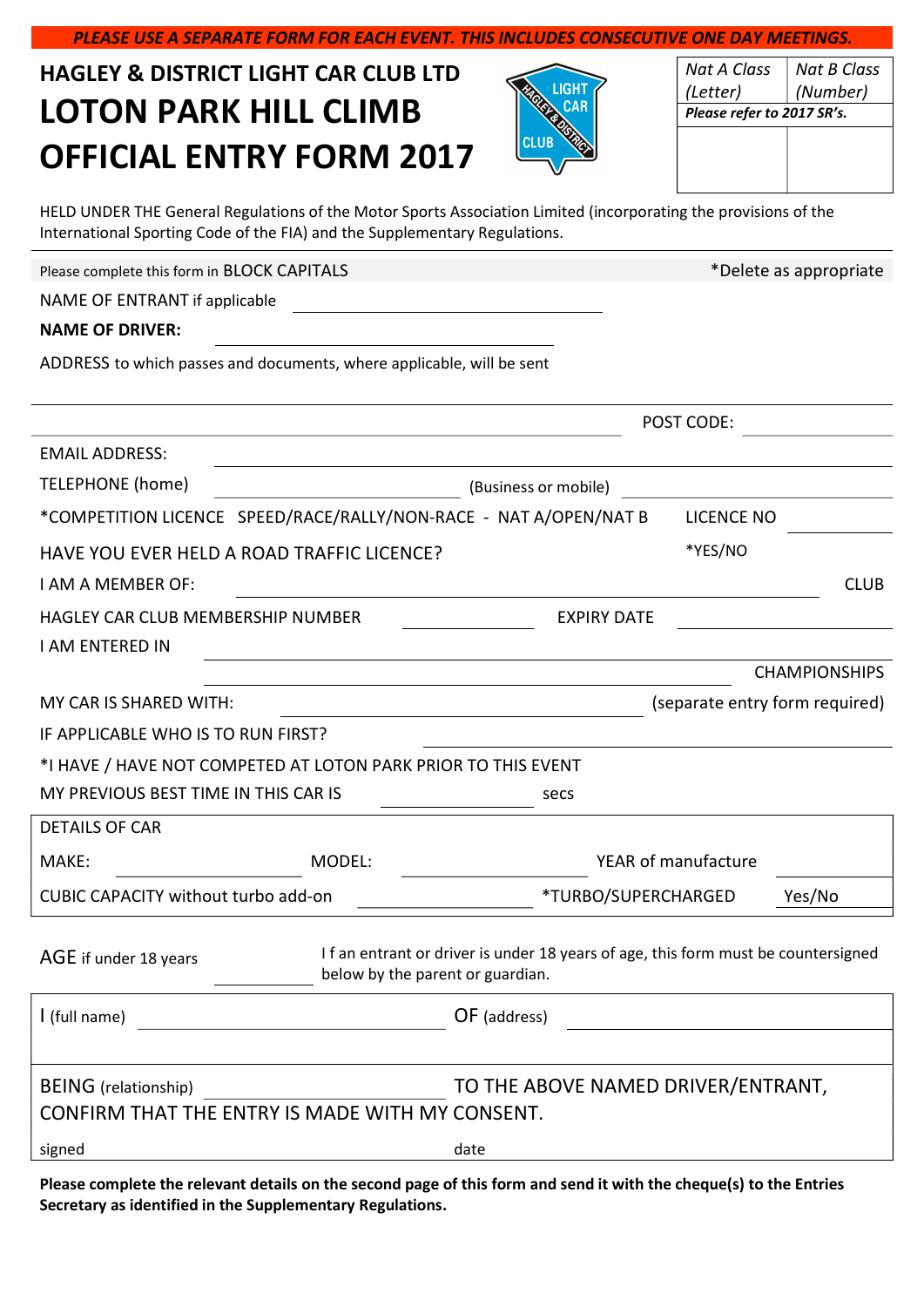***PLEASE USE A SEPARATE FORM FOR EACH EVENT. THIS INCLUDES CONSECUTIVE ONE DAY MEETINGS.***

## HAGLEY & DISTRICT LIGHT CAR CLUB LTD

# LOTON PARK HILL CLIMB

# OFFICIAL ENTRY FORM 2017

| *Nat A Class (Letter)* | *Nat B Class (Number)* |
|---|---|
| ***Please refer to 2017 SR's.*** | |
| | |

HELD UNDER THE General Regulations of the Motor Sports Association Limited (incorporating the provisions of the International Sporting Code of the FIA) and the Supplementary Regulations.

Please complete this form in BLOCK CAPITALS *Delete as appropriate

NAME OF ENTRANT if applicable ______________________________

**NAME OF DRIVER:** ______________________________

ADDRESS to which passes and documents, where applicable, will be sent

__________________________________________________________

__________________________________________ POST CODE: ____________

EMAIL ADDRESS: ______________________________

TELEPHONE (home) ____________________ (Business or mobile) ____________________

*COMPETITION LICENCE SPEED/RACE/RALLY/NON-RACE - NAT A/OPEN/NAT B LICENCE NO ____________

HAVE YOU EVER HELD A ROAD TRAFFIC LICENCE? *YES/NO

I AM A MEMBER OF: ______________________________ CLUB

HAGLEY CAR CLUB MEMBERSHIP NUMBER ____________ EXPIRY DATE ____________

I AM ENTERED IN ______________________________

______________________________ CHAMPIONSHIPS

MY CAR IS SHARED WITH: ______________________________ (separate entry form required)

IF APPLICABLE WHO IS TO RUN FIRST? ______________________________

*I HAVE / HAVE NOT COMPETED AT LOTON PARK PRIOR TO THIS EVENT

MY PREVIOUS BEST TIME IN THIS CAR IS ____________ secs

DETAILS OF CAR

MAKE: ____________ MODEL: ____________ YEAR of manufacture ____________

CUBIC CAPACITY without turbo add-on ____________ *TURBO/SUPERCHARGED Yes/No

AGE if under 18 years ____________

I f an entrant or driver is under 18 years of age, this form must be countersigned below by the parent or guardian.

I (full name) ______________________________ OF (address) ______________________________

BEING (relationship) ______________________________ TO THE ABOVE NAMED DRIVER/ENTRANT, CONFIRM THAT THE ENTRY IS MADE WITH MY CONSENT.

signed date

**Please complete the relevant details on the second page of this form and send it with the cheque(s) to the Entries Secretary as identified in the Supplementary Regulations.**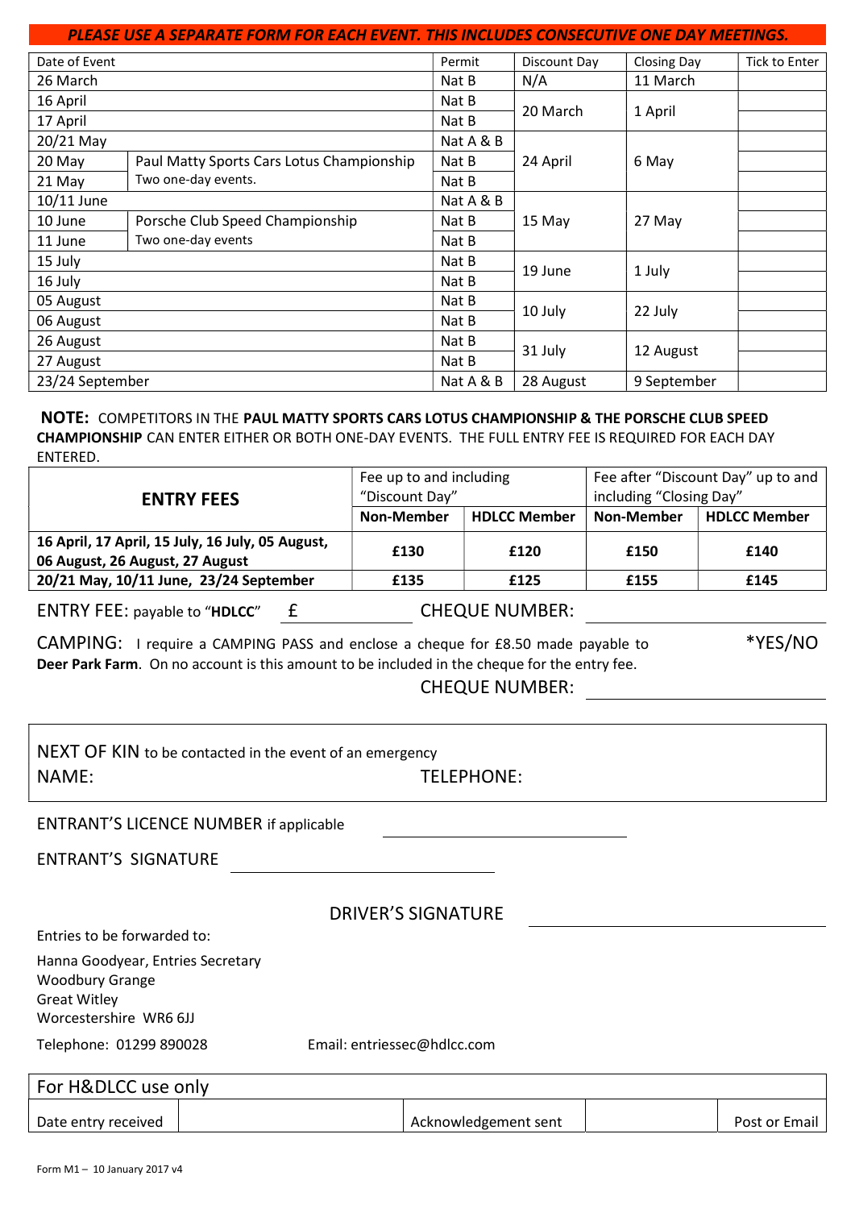***PLEASE USE A SEPARATE FORM FOR EACH EVENT. THIS INCLUDES CONSECUTIVE ONE DAY MEETINGS.***

| Date of Event | | Permit | Discount Day | Closing Day | Tick to Enter |
|---|---|---|---|---|---|
| 26 March | | Nat B | N/A | 11 March | |
| 16 April | | Nat B | 20 March | 1 April | |
| 17 April | | Nat B | | | |
| 20/21 May | | Nat A & B | 24 April | 6 May | |
| 20 May | Paul Matty Sports Cars Lotus Championship | Nat B | | | |
| 21 May | Two one-day events. | Nat B | | | |
| 10/11 June | | Nat A & B | 15 May | 27 May | |
| 10 June | Porsche Club Speed Championship | Nat B | | | |
| 11 June | Two one-day events | Nat B | | | |
| 15 July | | Nat B | 19 June | 1 July | |
| 16 July | | Nat B | | | |
| 05 August | | Nat B | 10 July | 22 July | |
| 06 August | | Nat B | | | |
| 26 August | | Nat B | 31 July | 12 August | |
| 27 August | | Nat B | | | |
| 23/24 September | | Nat A & B | 28 August | 9 September | |

**NOTE:** COMPETITORS IN THE **PAUL MATTY SPORTS CARS LOTUS CHAMPIONSHIP & THE PORSCHE CLUB SPEED CHAMPIONSHIP** CAN ENTER EITHER OR BOTH ONE-DAY EVENTS. THE FULL ENTRY FEE IS REQUIRED FOR EACH DAY ENTERED.

| **ENTRY FEES** | Fee up to and including "Discount Day" | | Fee after "Discount Day" up to and including "Closing Day" | |
|---|---|---|---|---|
| | **Non-Member** | **HDLCC Member** | **Non-Member** | **HDLCC Member** |
| **16 April, 17 April, 15 July, 16 July, 05 August, 06 August, 26 August, 27 August** | **£130** | **£120** | **£150** | **£140** |
| **20/21 May, 10/11 June, 23/24 September** | **£135** | **£125** | **£155** | **£145** |

ENTRY FEE: payable to "**HDLCC**" £ ____________ CHEQUE NUMBER: ____________

CAMPING: I require a CAMPING PASS and enclose a cheque for £8.50 made payable to **Deer Park Farm**. On no account is this amount to be included in the cheque for the entry fee. *YES/NO

CHEQUE NUMBER: ____________

NEXT OF KIN to be contacted in the event of an emergency

NAME: TELEPHONE:

ENTRANT'S LICENCE NUMBER if applicable ____________

ENTRANT'S SIGNATURE ____________

DRIVER'S SIGNATURE ____________

Entries to be forwarded to:

Hanna Goodyear, Entries Secretary
Woodbury Grange
Great Witley
Worcestershire WR6 6JJ

Telephone: 01299 890028 Email: entriessec@hdlcc.com

| For H&DLCC use only | | | | |
|---|---|---|---|---|
| Date entry received | | Acknowledgement sent | | Post or Email |

Form M1 – 10 January 2017 v4